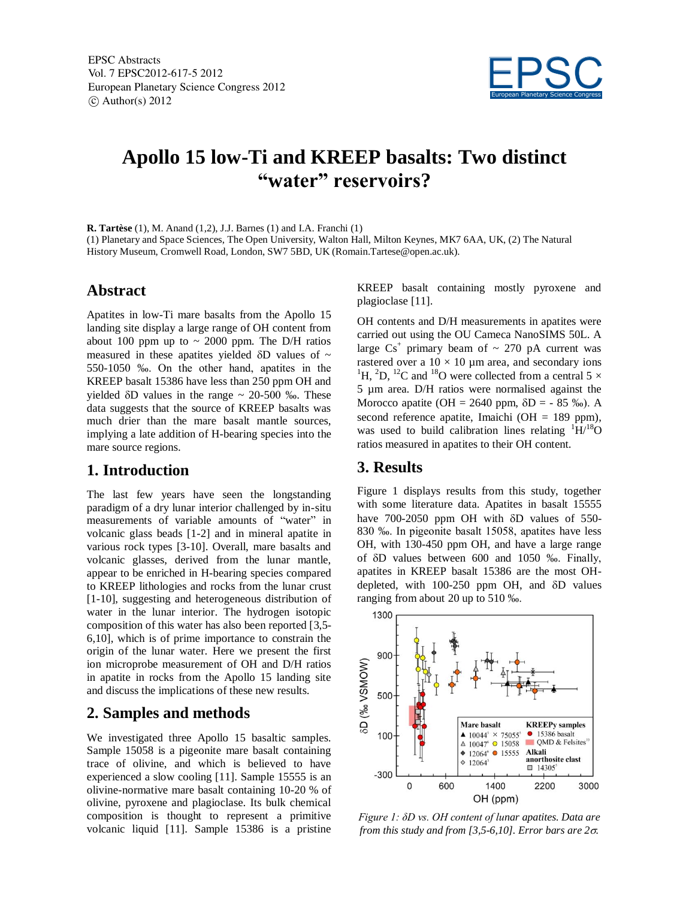# Apollo 15 low-Ti and KREEP basalts: Two distinct "water" reservoirs?

**R. Tartèse** (1), M. Anand (1,2), J.J. Barnes (1) and I.A. Franchi (1)

(1) Planetary and Space Sciences, The Open University, Walton Hall, Milton Keynes, MK7 6AA, UK, (2) The Natural History Museum, Cromwell Road, London, SW7 5BD, UK (Romain.Tartese@open.ac.uk).

## Abstract

Apatites in low-Ti mare basalts from the Apollo 15 landing site display a large range of OH content from about 100 ppm up to ~ 2000 ppm. The D/H ratios measured in these apatites yielded δD values of ~ 550-1050 ‰. On the other hand, apatites in the KREEP basalt 15386 have less than 250 ppm OH and yielded δD values in the range ~ 20-500 ‰. These data suggests that the source of KREEP basalts was much drier than the mare basalt mantle sources, implying a late addition of H-bearing species into the mare source regions.

## 1. Introduction

The last few years have seen the longstanding paradigm of a dry lunar interior challenged by in-situ measurements of variable amounts of "water" in volcanic glass beads [1-2] and in mineral apatite in various rock types [3-10]. Overall, mare basalts and volcanic glasses, derived from the lunar mantle, appear to be enriched in H-bearing species compared to KREEP lithologies and rocks from the lunar crust [1-10], suggesting and heterogeneous distribution of water in the lunar interior. The hydrogen isotopic composition of this water has also been reported [3,5-6,10], which is of prime importance to constrain the origin of the lunar water. Here we present the first ion microprobe measurement of OH and D/H ratios in apatite in rocks from the Apollo 15 landing site and discuss the implications of these new results.

## 2. Samples and methods

We investigated three Apollo 15 basaltic samples. Sample 15058 is a pigeonite mare basalt containing trace of olivine, and which is believed to have experienced a slow cooling [11]. Sample 15555 is an olivine-normative mare basalt containing 10-20 % of olivine, pyroxene and plagioclase. Its bulk chemical composition is thought to represent a primitive volcanic liquid [11]. Sample 15386 is a pristine KREEP basalt containing mostly pyroxene and plagioclase [11].

OH contents and D/H measurements in apatites were carried out using the OU Cameca NanoSIMS 50L. A large $Cs^+$ primary beam of ~ 270 pA current was rastered over a 10 × 10 µm area, and secondary ions $^{1}H$, $^{2}D$, $^{12}C$ and $^{18}O$ were collected from a central 5 × 5 µm area. D/H ratios were normalised against the Morocco apatite (OH = 2640 ppm, δD = - 85 ‰). A second reference apatite, Imaichi (OH = 189 ppm), was used to build calibration lines relating $^{1}H/^{18}O$ ratios measured in apatites to their OH content.

## 3. Results

Figure 1 displays results from this study, together with some literature data. Apatites in basalt 15555 have 700-2050 ppm OH with δD values of 550-830 ‰. In pigeonite basalt 15058, apatites have less OH, with 130-450 ppm OH, and have a large range of δD values between 600 and 1050 ‰. Finally, apatites in KREEP basalt 15386 are the most OH-depleted, with 100-250 ppm OH, and δD values ranging from about 20 up to 510 ‰.

δD (‰ VSMOW)
1300
900
500
100
-300
0 600 1400 2200 3000
OH (ppm)

Mare basalt
▲ 10044[5] × 75055[5]
△ 10047[6] ● 15058
◆ 12064[6] ● 15555
◇ 12064[3]

KREEPy samples
● 15386 basalt
QMD & Felsites[10]
Alkali anorthosite clast
□ 14305[5]

*Figure 1: δD vs. OH content of lunar apatites. Data are from this study and from [3,5-6,10]. Error bars are 2σ.*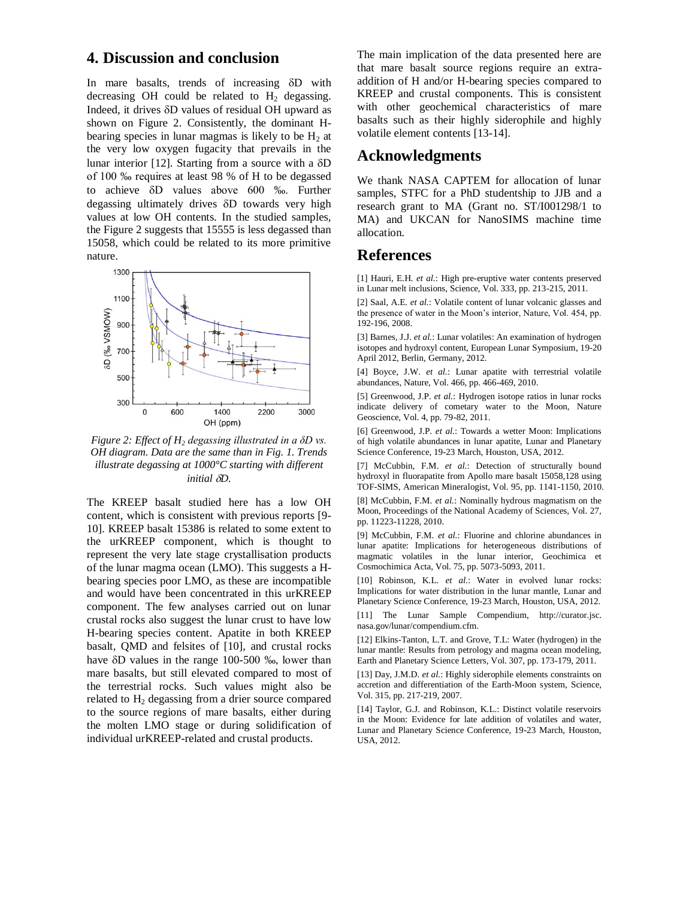## 4. Discussion and conclusion

In mare basalts, trends of increasing δD with decreasing OH could be related to $H_2$ degassing. Indeed, it drives δD values of residual OH upward as shown on Figure 2. Consistently, the dominant H-bearing species in lunar magmas is likely to be $H_2$ at the very low oxygen fugacity that prevails in the lunar interior [12]. Starting from a source with a δD of 100 ‰ requires at least 98 % of H to be degassed to achieve δD values above 600 ‰. Further degassing ultimately drives δD towards very high values at low OH contents. In the studied samples, the Figure 2 suggests that 15555 is less degassed than 15058, which could be related to its more primitive nature.

1300
1100
900
700
500
300
δD (‰ VSMOW)
0
600
1400
2200
3000
OH (ppm)

*Figure 2: Effect of $H_2$ degassing illustrated in a δD vs. OH diagram. Data are the same than in Fig. 1. Trends illustrate degassing at 1000°C starting with different initial δD.*

The KREEP basalt studied here has a low OH content, which is consistent with previous reports [9-10]. KREEP basalt 15386 is related to some extent to the urKREEP component, which is thought to represent the very late stage crystallisation products of the lunar magma ocean (LMO). This suggests a H-bearing species poor LMO, as these are incompatible and would have been concentrated in this urKREEP component. The few analyses carried out on lunar crustal rocks also suggest the lunar crust to have low H-bearing species content. Apatite in both KREEP basalt, QMD and felsites of [10], and crustal rocks have δD values in the range 100-500 ‰, lower than mare basalts, but still elevated compared to most of the terrestrial rocks. Such values might also be related to $H_2$ degassing from a drier source compared to the source regions of mare basalts, either during the molten LMO stage or during solidification of individual urKREEP-related and crustal products.

The main implication of the data presented here are that mare basalt source regions require an extra-addition of H and/or H-bearing species compared to KREEP and crustal components. This is consistent with other geochemical characteristics of mare basalts such as their highly siderophile and highly volatile element contents [13-14].

## Acknowledgments

We thank NASA CAPTEM for allocation of lunar samples, STFC for a PhD studentship to JJB and a research grant to MA (Grant no. ST/I001298/1 to MA) and UKCAN for NanoSIMS machine time allocation.

## References

[1] Hauri, E.H. *et al.*: High pre-eruptive water contents preserved in Lunar melt inclusions, Science, Vol. 333, pp. 213-215, 2011.

[2] Saal, A.E. *et al.*: Volatile content of lunar volcanic glasses and the presence of water in the Moon's interior, Nature, Vol. 454, pp. 192-196, 2008.

[3] Barnes, J.J. *et al.*: Lunar volatiles: An examination of hydrogen isotopes and hydroxyl content, European Lunar Symposium, 19-20 April 2012, Berlin, Germany, 2012.

[4] Boyce, J.W. *et al.*: Lunar apatite with terrestrial volatile abundances, Nature, Vol. 466, pp. 466-469, 2010.

[5] Greenwood, J.P. *et al.*: Hydrogen isotope ratios in lunar rocks indicate delivery of cometary water to the Moon, Nature Geoscience, Vol. 4, pp. 79-82, 2011.

[6] Greenwood, J.P. *et al.*: Towards a wetter Moon: Implications of high volatile abundances in lunar apatite, Lunar and Planetary Science Conference, 19-23 March, Houston, USA, 2012.

[7] McCubbin, F.M. *et al.*: Detection of structurally bound hydroxyl in fluorapatite from Apollo mare basalt 15058,128 using TOF-SIMS, American Mineralogist, Vol. 95, pp. 1141-1150, 2010.

[8] McCubbin, F.M. *et al.*: Nominally hydrous magmatism on the Moon, Proceedings of the National Academy of Sciences, Vol. 27, pp. 11223-11228, 2010.

[9] McCubbin, F.M. *et al.*: Fluorine and chlorine abundances in lunar apatite: Implications for heterogeneous distributions of magmatic volatiles in the lunar interior, Geochimica et Cosmochimica Acta, Vol. 75, pp. 5073-5093, 2011.

[10] Robinson, K.L. *et al.*: Water in evolved lunar rocks: Implications for water distribution in the lunar mantle, Lunar and Planetary Science Conference, 19-23 March, Houston, USA, 2012.

[11] The Lunar Sample Compendium, http://curator.jsc.nasa.gov/lunar/compendium.cfm.

[12] Elkins-Tanton, L.T. and Grove, T.L: Water (hydrogen) in the lunar mantle: Results from petrology and magma ocean modeling, Earth and Planetary Science Letters, Vol. 307, pp. 173-179, 2011.

[13] Day, J.M.D. *et al.*: Highly siderophile elements constraints on accretion and differentiation of the Earth-Moon system, Science, Vol. 315, pp. 217-219, 2007.

[14] Taylor, G.J. and Robinson, K.L.: Distinct volatile reservoirs in the Moon: Evidence for late addition of volatiles and water, Lunar and Planetary Science Conference, 19-23 March, Houston, USA, 2012.